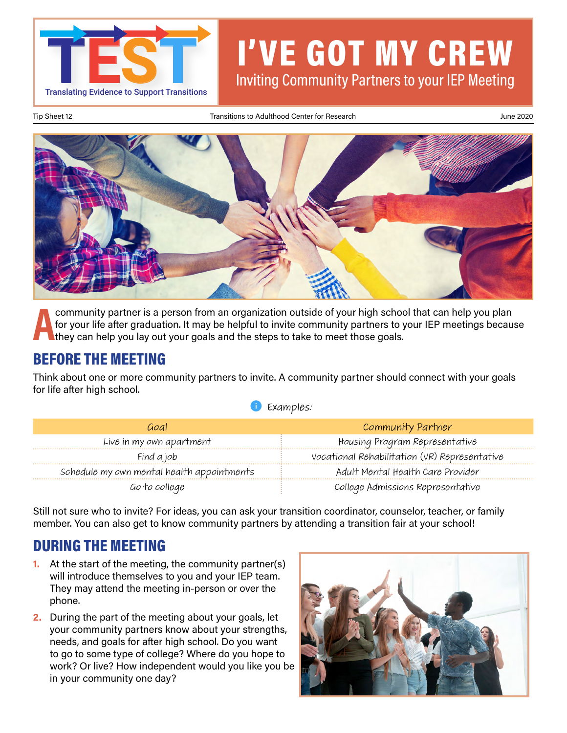**TEST**
Translating Evidence to Support Transitions

# I'VE GOT MY CREW

## Inviting Community Partners to your IEP Meeting

Tip Sheet 12 — Transitions to Adulthood Center for Research — June 2020

A community partner is a person from an organization outside of your high school that can help you plan for your life after graduation. It may be helpful to invite community partners to your IEP meetings because they can help you lay out your goals and the steps to take to meet those goals.

## BEFORE THE MEETING

Think about one or more community partners to invite. A community partner should connect with your goals for life after high school.

Examples:

| Goal | Community Partner |
|---|---|
| Live in my own apartment | Housing Program Representative |
| Find a job | Vocational Rehabilitation (VR) Representative |
| Schedule my own mental health appointments | Adult Mental Health Care Provider |
| Go to college | College Admissions Representative |

Still not sure who to invite? For ideas, you can ask your transition coordinator, counselor, teacher, or family member. You can also get to know community partners by attending a transition fair at your school!

## DURING THE MEETING

1. At the start of the meeting, the community partner(s) will introduce themselves to you and your IEP team. They may attend the meeting in-person or over the phone.
2. During the part of the meeting about your goals, let your community partners know about your strengths, needs, and goals for after high school. Do you want to go to some type of college? Where do you hope to work? Or live? How independent would you like you be in your community one day?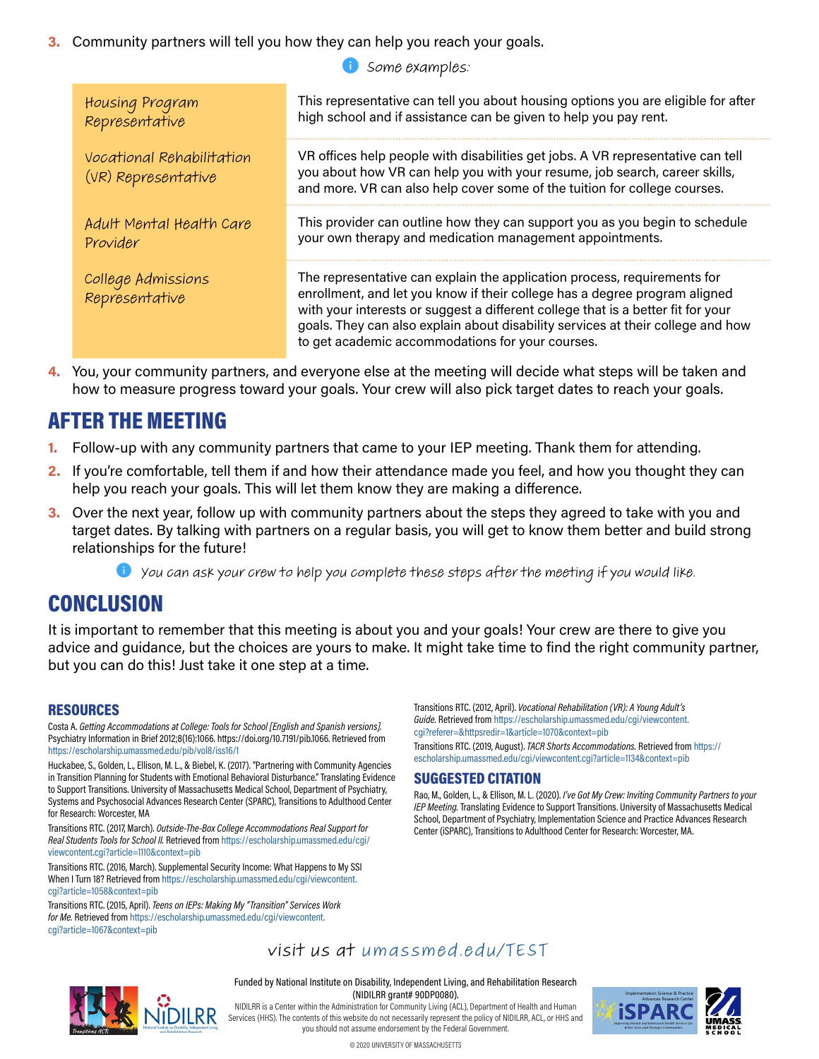3. Community partners will tell you how they can help you reach your goals.

*Some examples:*

| | |
|---|---|
| Housing Program Representative | This representative can tell you about housing options you are eligible for after high school and if assistance can be given to help you pay rent. |
| Vocational Rehabilitation (VR) Representative | VR offices help people with disabilities get jobs. A VR representative can tell you about how VR can help you with your resume, job search, career skills, and more. VR can also help cover some of the tuition for college courses. |
| Adult Mental Health Care Provider | This provider can outline how they can support you as you begin to schedule your own therapy and medication management appointments. |
| College Admissions Representative | The representative can explain the application process, requirements for enrollment, and let you know if their college has a degree program aligned with your interests or suggest a different college that is a better fit for your goals. They can also explain about disability services at their college and how to get academic accommodations for your courses. |

4. You, your community partners, and everyone else at the meeting will decide what steps will be taken and how to measure progress toward your goals. Your crew will also pick target dates to reach your goals.

## AFTER THE MEETING

1. Follow-up with any community partners that came to your IEP meeting. Thank them for attending.
2. If you're comfortable, tell them if and how their attendance made you feel, and how you thought they can help you reach your goals. This will let them know they are making a difference.
3. Over the next year, follow up with community partners about the steps they agreed to take with you and target dates. By talking with partners on a regular basis, you will get to know them better and build strong relationships for the future!

*You can ask your crew to help you complete these steps after the meeting if you would like.*

## CONCLUSION

It is important to remember that this meeting is about you and your goals! Your crew are there to give you advice and guidance, but the choices are yours to make. It might take time to find the right community partner, but you can do this! Just take it one step at a time.

### RESOURCES

Costa A. *Getting Accommodations at College: Tools for School [English and Spanish versions].* Psychiatry Information in Brief 2012;8(16):1066. https://doi.org/10.7191/pib.1066. Retrieved from https://escholarship.umassmed.edu/pib/vol8/iss16/1

Huckabee, S., Golden, L., Ellison, M. L., & Biebel, K. (2017). "Partnering with Community Agencies in Transition Planning for Students with Emotional Behavioral Disturbance." Translating Evidence to Support Transitions. University of Massachusetts Medical School, Department of Psychiatry, Systems and Psychosocial Advances Research Center (SPARC), Transitions to Adulthood Center for Research: Worcester, MA

Transitions RTC. (2017, March). *Outside-The-Box College Accommodations Real Support for Real Students Tools for School II.* Retrieved from https://escholarship.umassmed.edu/cgi/viewcontent.cgi?article=1110&context=pib

Transitions RTC. (2016, March). Supplemental Security Income: What Happens to My SSI When I Turn 18? Retrieved from https://escholarship.umassmed.edu/cgi/viewcontent.cgi?article=1058&context=pib

Transitions RTC. (2015, April). *Teens on IEPs: Making My "Transition" Services Work for Me.* Retrieved from https://escholarship.umassmed.edu/cgi/viewcontent.cgi?article=1067&context=pib

Transitions RTC. (2012, April). *Vocational Rehabilitation (VR): A Young Adult's Guide.* Retrieved from https://escholarship.umassmed.edu/cgi/viewcontent.cgi?referer=&httpsredir=1&article=1070&context=pib

Transitions RTC. (2019, August). *TACR Shorts Accommodations.* Retrieved from https://escholarship.umassmed.edu/cgi/viewcontent.cgi?article=1134&context=pib

### SUGGESTED CITATION

Rao, M., Golden, L., & Ellison, M. L. (2020). *I've Got My Crew: Inviting Community Partners to your IEP Meeting.* Translating Evidence to Support Transitions. University of Massachusetts Medical School, Department of Psychiatry, Implementation Science and Practice Advances Research Center (iSPARC), Transitions to Adulthood Center for Research: Worcester, MA.

visit us at umassmed.edu/TEST

Funded by National Institute on Disability, Independent Living, and Rehabilitation Research (NIDILRR grant# 90DP0080).

NIDILRR is a Center within the Administration for Community Living (ACL), Department of Health and Human Services (HHS). The contents of this website do not necessarily represent the policy of NIDILRR, ACL, or HHS and you should not assume endorsement by the Federal Government.

© 2020 UNIVERSITY OF MASSACHUSETTS